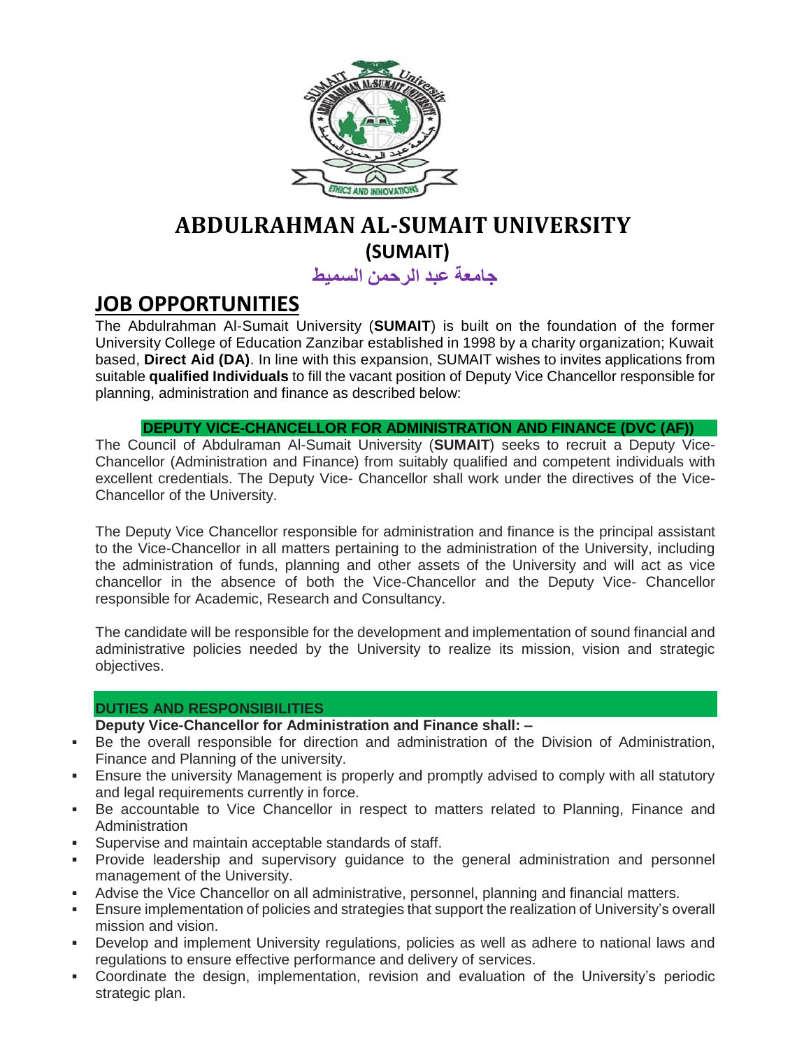# ABDULRAHMAN AL-SUMAIT UNIVERSITY

## (SUMAIT)

## جامعة عبد الرحمن السميط

# JOB OPPORTUNITIES

The Abdulrahman Al-Sumait University (**SUMAIT**) is built on the foundation of the former University College of Education Zanzibar established in 1998 by a charity organization; Kuwait based, **Direct Aid (DA)**. In line with this expansion, SUMAIT wishes to invites applications from suitable **qualified Individuals** to fill the vacant position of Deputy Vice Chancellor responsible for planning, administration and finance as described below:

### DEPUTY VICE-CHANCELLOR FOR ADMINISTRATION AND FINANCE (DVC (AF))

The Council of Abdulraman Al-Sumait University (**SUMAIT**) seeks to recruit a Deputy Vice-Chancellor (Administration and Finance) from suitably qualified and competent individuals with excellent credentials. The Deputy Vice- Chancellor shall work under the directives of the Vice-Chancellor of the University.

The Deputy Vice Chancellor responsible for administration and finance is the principal assistant to the Vice-Chancellor in all matters pertaining to the administration of the University, including the administration of funds, planning and other assets of the University and will act as vice chancellor in the absence of both the Vice-Chancellor and the Deputy Vice- Chancellor responsible for Academic, Research and Consultancy.

The candidate will be responsible for the development and implementation of sound financial and administrative policies needed by the University to realize its mission, vision and strategic objectives.

### DUTIES AND RESPONSIBILITIES

**Deputy Vice-Chancellor for Administration and Finance shall: –**

- Be the overall responsible for direction and administration of the Division of Administration, Finance and Planning of the university.
- Ensure the university Management is properly and promptly advised to comply with all statutory and legal requirements currently in force.
- Be accountable to Vice Chancellor in respect to matters related to Planning, Finance and Administration
- Supervise and maintain acceptable standards of staff.
- Provide leadership and supervisory guidance to the general administration and personnel management of the University.
- Advise the Vice Chancellor on all administrative, personnel, planning and financial matters.
- Ensure implementation of policies and strategies that support the realization of University's overall mission and vision.
- Develop and implement University regulations, policies as well as adhere to national laws and regulations to ensure effective performance and delivery of services.
- Coordinate the design, implementation, revision and evaluation of the University's periodic strategic plan.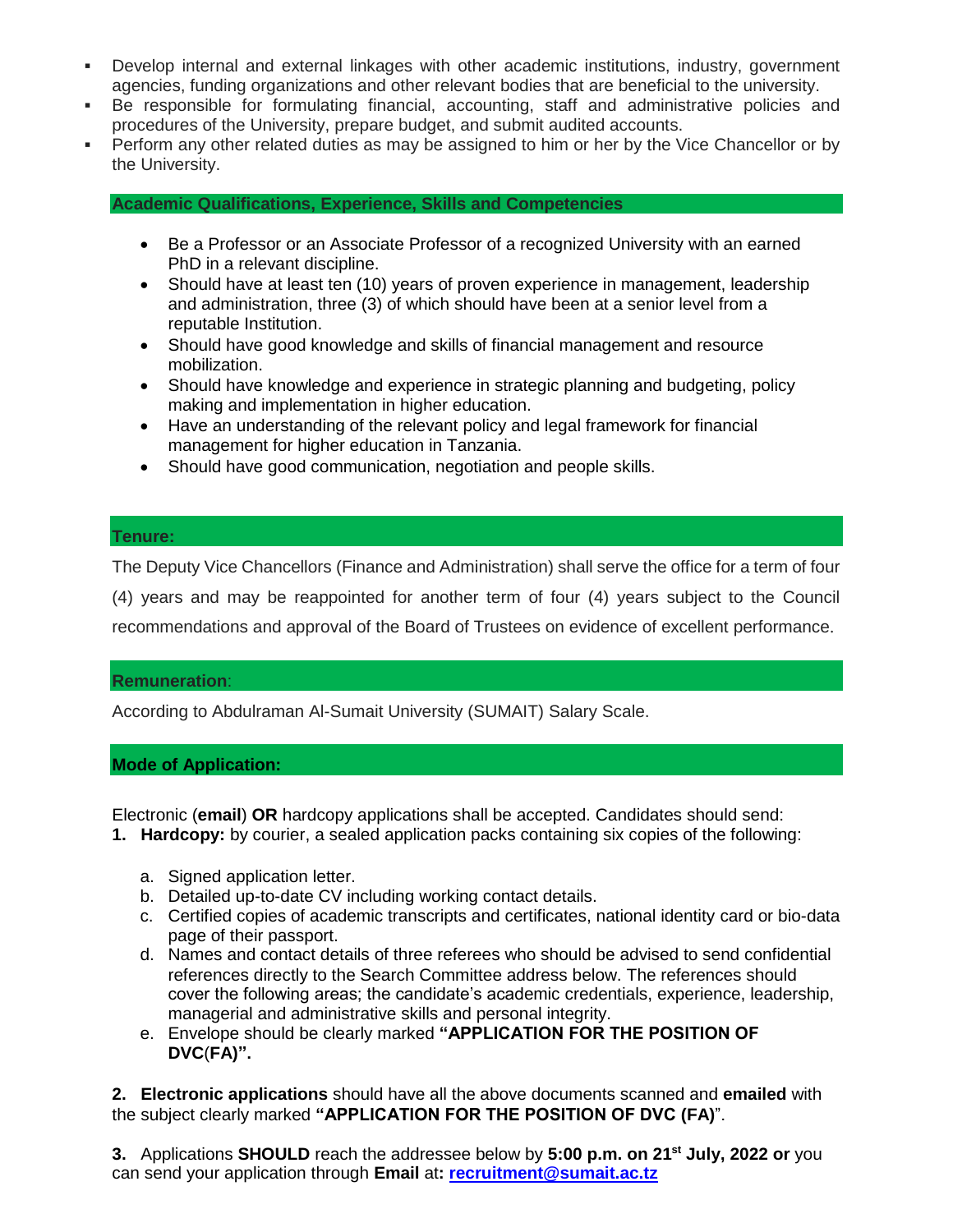- Develop internal and external linkages with other academic institutions, industry, government agencies, funding organizations and other relevant bodies that are beneficial to the university.
- Be responsible for formulating financial, accounting, staff and administrative policies and procedures of the University, prepare budget, and submit audited accounts.
- Perform any other related duties as may be assigned to him or her by the Vice Chancellor or by the University.

### Academic Qualifications, Experience, Skills and Competencies

- Be a Professor or an Associate Professor of a recognized University with an earned PhD in a relevant discipline.
- Should have at least ten (10) years of proven experience in management, leadership and administration, three (3) of which should have been at a senior level from a reputable Institution.
- Should have good knowledge and skills of financial management and resource mobilization.
- Should have knowledge and experience in strategic planning and budgeting, policy making and implementation in higher education.
- Have an understanding of the relevant policy and legal framework for financial management for higher education in Tanzania.
- Should have good communication, negotiation and people skills.

### Tenure:

The Deputy Vice Chancellors (Finance and Administration) shall serve the office for a term of four (4) years and may be reappointed for another term of four (4) years subject to the Council recommendations and approval of the Board of Trustees on evidence of excellent performance.

### Remuneration:

According to Abdulraman Al-Sumait University (SUMAIT) Salary Scale.

### Mode of Application:

Electronic (**email**) **OR** hardcopy applications shall be accepted. Candidates should send:

1. **Hardcopy:** by courier, a sealed application packs containing six copies of the following:

   a. Signed application letter.
   b. Detailed up-to-date CV including working contact details.
   c. Certified copies of academic transcripts and certificates, national identity card or bio-data page of their passport.
   d. Names and contact details of three referees who should be advised to send confidential references directly to the Search Committee address below. The references should cover the following areas; the candidate's academic credentials, experience, leadership, managerial and administrative skills and personal integrity.
   e. Envelope should be clearly marked **"APPLICATION FOR THE POSITION OF DVC(FA)".**

2. **Electronic applications** should have all the above documents scanned and **emailed** with the subject clearly marked **"APPLICATION FOR THE POSITION OF DVC (FA)"**.

3. Applications **SHOULD** reach the addressee below by **5:00 p.m. on 21st July, 2022 or** you can send your application through **Email** at**: recruitment@sumait.ac.tz**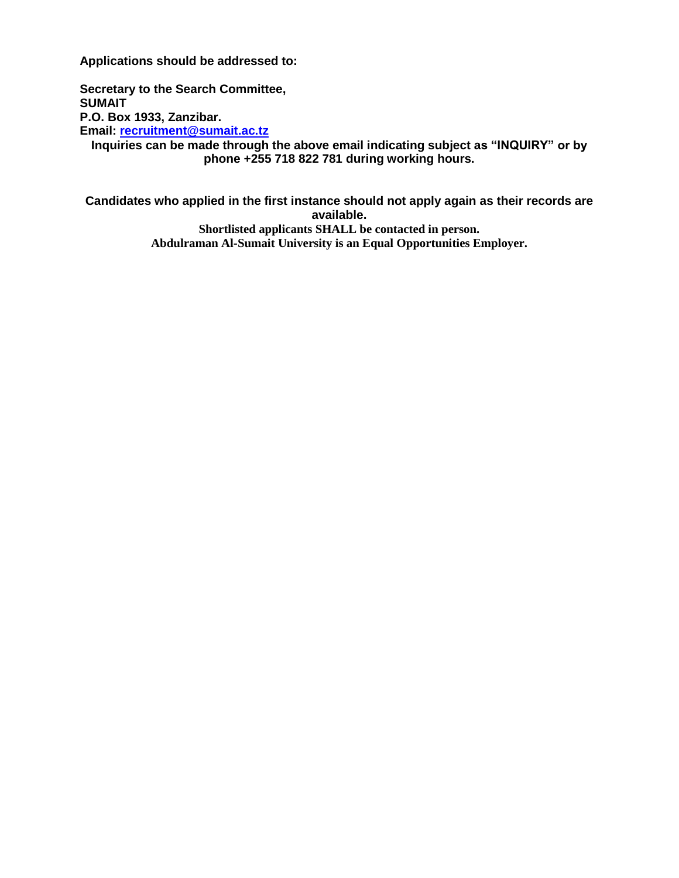**Applications should be addressed to:**

**Secretary to the Search Committee,**
**SUMAIT**
**P.O. Box 1933, Zanzibar.**
**Email: recruitment@sumait.ac.tz**

**Inquiries can be made through the above email indicating subject as "INQUIRY" or by phone +255 718 822 781 during working hours.**

**Candidates who applied in the first instance should not apply again as their records are available.**

**Shortlisted applicants SHALL be contacted in person.**

**Abdulraman Al-Sumait University is an Equal Opportunities Employer.**